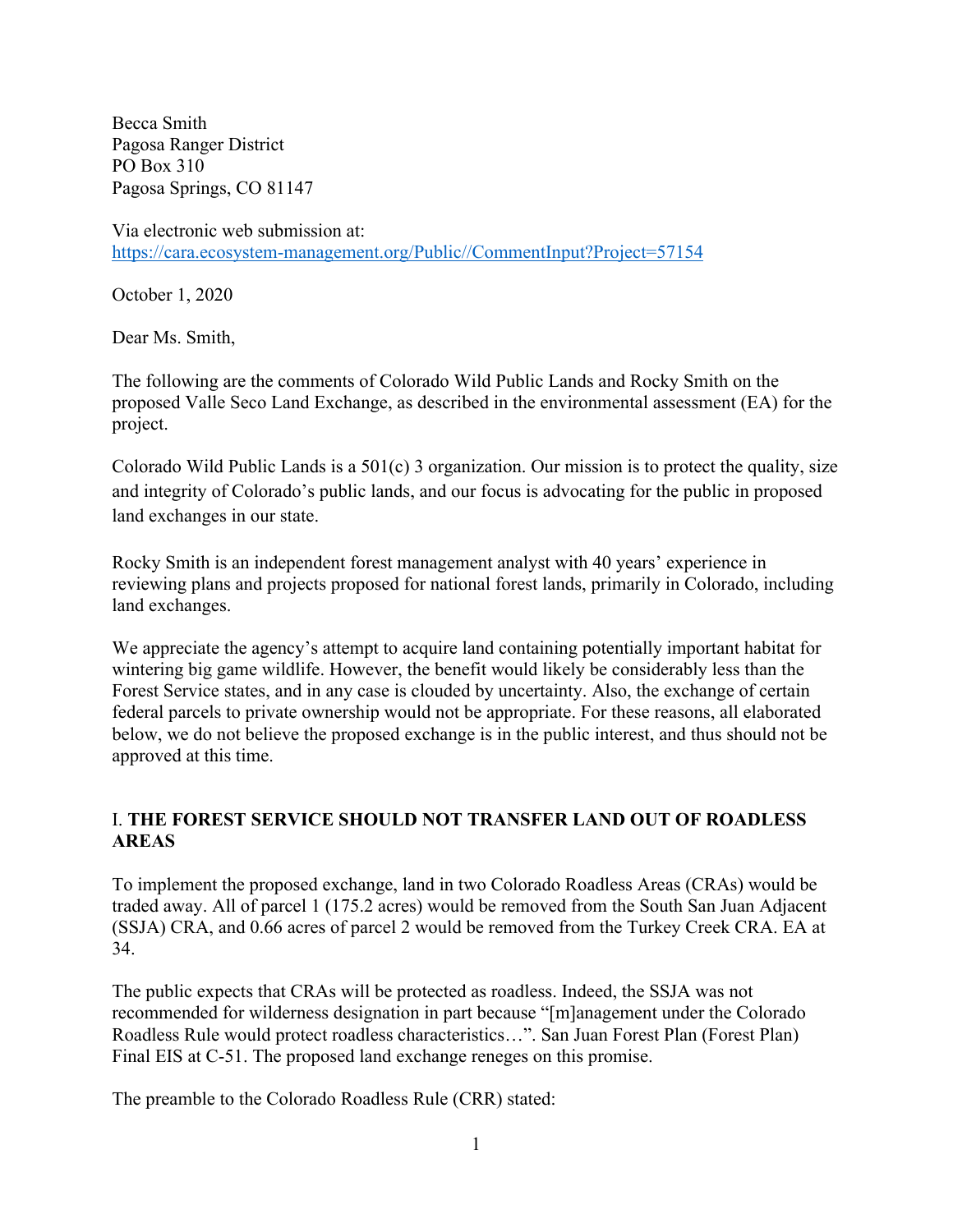Becca Smith
Pagosa Ranger District
PO Box 310
Pagosa Springs, CO 81147

Via electronic web submission at:
[https://cara.ecosystem-management.org/Public//CommentInput?Project=57154](https://cara.ecosystem-management.org/Public//CommentInput?Project=57154)

October 1, 2020

Dear Ms. Smith,

The following are the comments of Colorado Wild Public Lands and Rocky Smith on the proposed Valle Seco Land Exchange, as described in the environmental assessment (EA) for the project.

Colorado Wild Public Lands is a 501(c) 3 organization. Our mission is to protect the quality, size and integrity of Colorado's public lands, and our focus is advocating for the public in proposed land exchanges in our state.

Rocky Smith is an independent forest management analyst with 40 years' experience in reviewing plans and projects proposed for national forest lands, primarily in Colorado, including land exchanges.

We appreciate the agency's attempt to acquire land containing potentially important habitat for wintering big game wildlife. However, the benefit would likely be considerably less than the Forest Service states, and in any case is clouded by uncertainty. Also, the exchange of certain federal parcels to private ownership would not be appropriate. For these reasons, all elaborated below, we do not believe the proposed exchange is in the public interest, and thus should not be approved at this time.

## I. **THE FOREST SERVICE SHOULD NOT TRANSFER LAND OUT OF ROADLESS AREAS**

To implement the proposed exchange, land in two Colorado Roadless Areas (CRAs) would be traded away. All of parcel 1 (175.2 acres) would be removed from the South San Juan Adjacent (SSJA) CRA, and 0.66 acres of parcel 2 would be removed from the Turkey Creek CRA. EA at 34.

The public expects that CRAs will be protected as roadless. Indeed, the SSJA was not recommended for wilderness designation in part because "[m]anagement under the Colorado Roadless Rule would protect roadless characteristics…". San Juan Forest Plan (Forest Plan) Final EIS at C-51. The proposed land exchange reneges on this promise.

The preamble to the Colorado Roadless Rule (CRR) stated: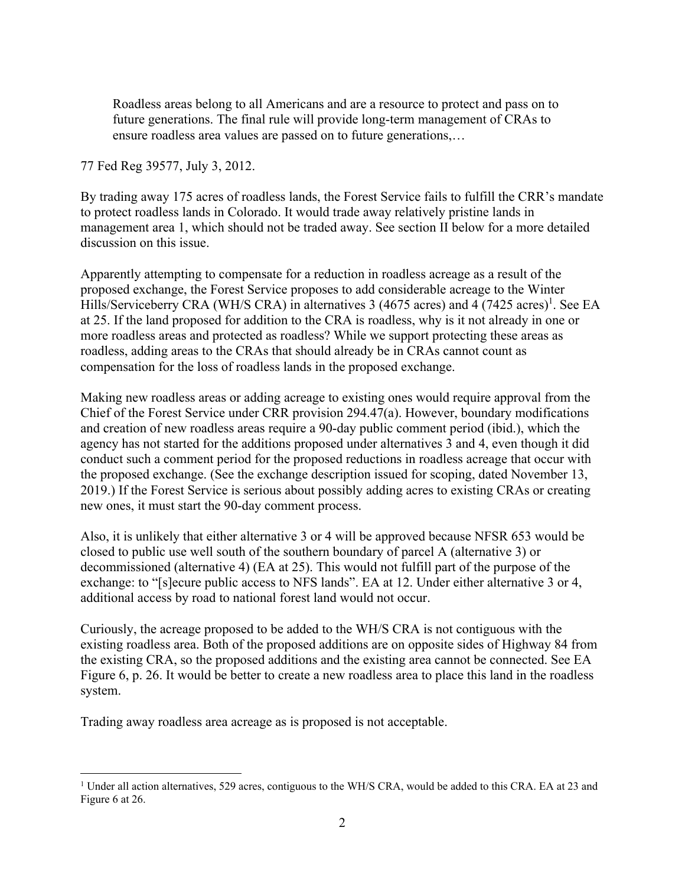> Roadless areas belong to all Americans and are a resource to protect and pass on to future generations. The final rule will provide long-term management of CRAs to ensure roadless area values are passed on to future generations,…

77 Fed Reg 39577, July 3, 2012.

By trading away 175 acres of roadless lands, the Forest Service fails to fulfill the CRR's mandate to protect roadless lands in Colorado. It would trade away relatively pristine lands in management area 1, which should not be traded away. See section II below for a more detailed discussion on this issue.

Apparently attempting to compensate for a reduction in roadless acreage as a result of the proposed exchange, the Forest Service proposes to add considerable acreage to the Winter Hills/Serviceberry CRA (WH/S CRA) in alternatives 3 (4675 acres) and 4 (7425 acres)[1]. See EA at 25. If the land proposed for addition to the CRA is roadless, why is it not already in one or more roadless areas and protected as roadless? While we support protecting these areas as roadless, adding areas to the CRAs that should already be in CRAs cannot count as compensation for the loss of roadless lands in the proposed exchange.

Making new roadless areas or adding acreage to existing ones would require approval from the Chief of the Forest Service under CRR provision 294.47(a). However, boundary modifications and creation of new roadless areas require a 90-day public comment period (ibid.), which the agency has not started for the additions proposed under alternatives 3 and 4, even though it did conduct such a comment period for the proposed reductions in roadless acreage that occur with the proposed exchange. (See the exchange description issued for scoping, dated November 13, 2019.) If the Forest Service is serious about possibly adding acres to existing CRAs or creating new ones, it must start the 90-day comment process.

Also, it is unlikely that either alternative 3 or 4 will be approved because NFSR 653 would be closed to public use well south of the southern boundary of parcel A (alternative 3) or decommissioned (alternative 4) (EA at 25). This would not fulfill part of the purpose of the exchange: to "[s]ecure public access to NFS lands". EA at 12. Under either alternative 3 or 4, additional access by road to national forest land would not occur.

Curiously, the acreage proposed to be added to the WH/S CRA is not contiguous with the existing roadless area. Both of the proposed additions are on opposite sides of Highway 84 from the existing CRA, so the proposed additions and the existing area cannot be connected. See EA Figure 6, p. 26. It would be better to create a new roadless area to place this land in the roadless system.

Trading away roadless area acreage as is proposed is not acceptable.

---

[1] Under all action alternatives, 529 acres, contiguous to the WH/S CRA, would be added to this CRA. EA at 23 and Figure 6 at 26.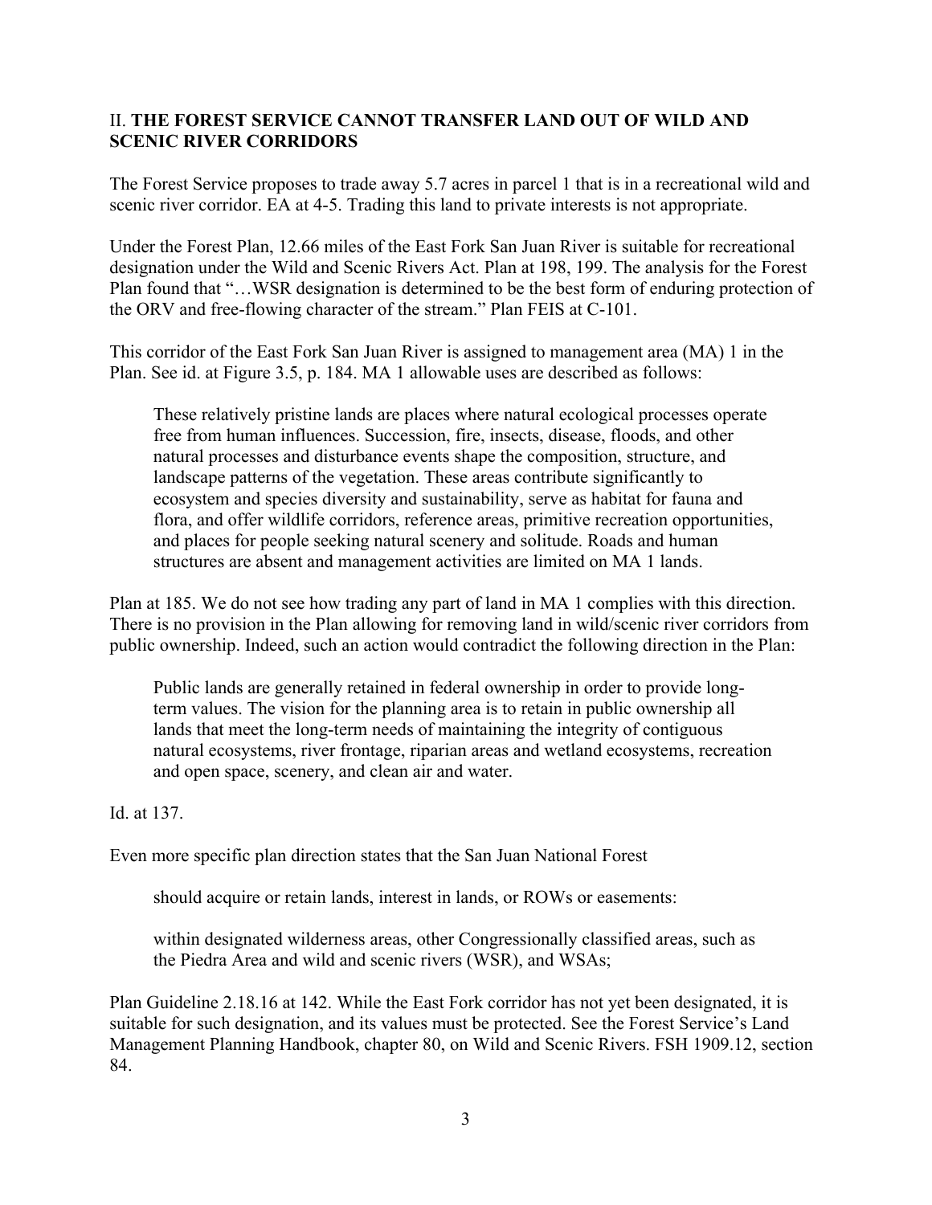## II. **THE FOREST SERVICE CANNOT TRANSFER LAND OUT OF WILD AND SCENIC RIVER CORRIDORS**

The Forest Service proposes to trade away 5.7 acres in parcel 1 that is in a recreational wild and scenic river corridor. EA at 4-5. Trading this land to private interests is not appropriate.

Under the Forest Plan, 12.66 miles of the East Fork San Juan River is suitable for recreational designation under the Wild and Scenic Rivers Act. Plan at 198, 199. The analysis for the Forest Plan found that "…WSR designation is determined to be the best form of enduring protection of the ORV and free-flowing character of the stream." Plan FEIS at C-101.

This corridor of the East Fork San Juan River is assigned to management area (MA) 1 in the Plan. See id. at Figure 3.5, p. 184. MA 1 allowable uses are described as follows:

> These relatively pristine lands are places where natural ecological processes operate free from human influences. Succession, fire, insects, disease, floods, and other natural processes and disturbance events shape the composition, structure, and landscape patterns of the vegetation. These areas contribute significantly to ecosystem and species diversity and sustainability, serve as habitat for fauna and flora, and offer wildlife corridors, reference areas, primitive recreation opportunities, and places for people seeking natural scenery and solitude. Roads and human structures are absent and management activities are limited on MA 1 lands.

Plan at 185. We do not see how trading any part of land in MA 1 complies with this direction. There is no provision in the Plan allowing for removing land in wild/scenic river corridors from public ownership. Indeed, such an action would contradict the following direction in the Plan:

> Public lands are generally retained in federal ownership in order to provide long-term values. The vision for the planning area is to retain in public ownership all lands that meet the long-term needs of maintaining the integrity of contiguous natural ecosystems, river frontage, riparian areas and wetland ecosystems, recreation and open space, scenery, and clean air and water.

Id. at 137.

Even more specific plan direction states that the San Juan National Forest

> should acquire or retain lands, interest in lands, or ROWs or easements:
>
> within designated wilderness areas, other Congressionally classified areas, such as the Piedra Area and wild and scenic rivers (WSR), and WSAs;

Plan Guideline 2.18.16 at 142. While the East Fork corridor has not yet been designated, it is suitable for such designation, and its values must be protected. See the Forest Service's Land Management Planning Handbook, chapter 80, on Wild and Scenic Rivers. FSH 1909.12, section 84.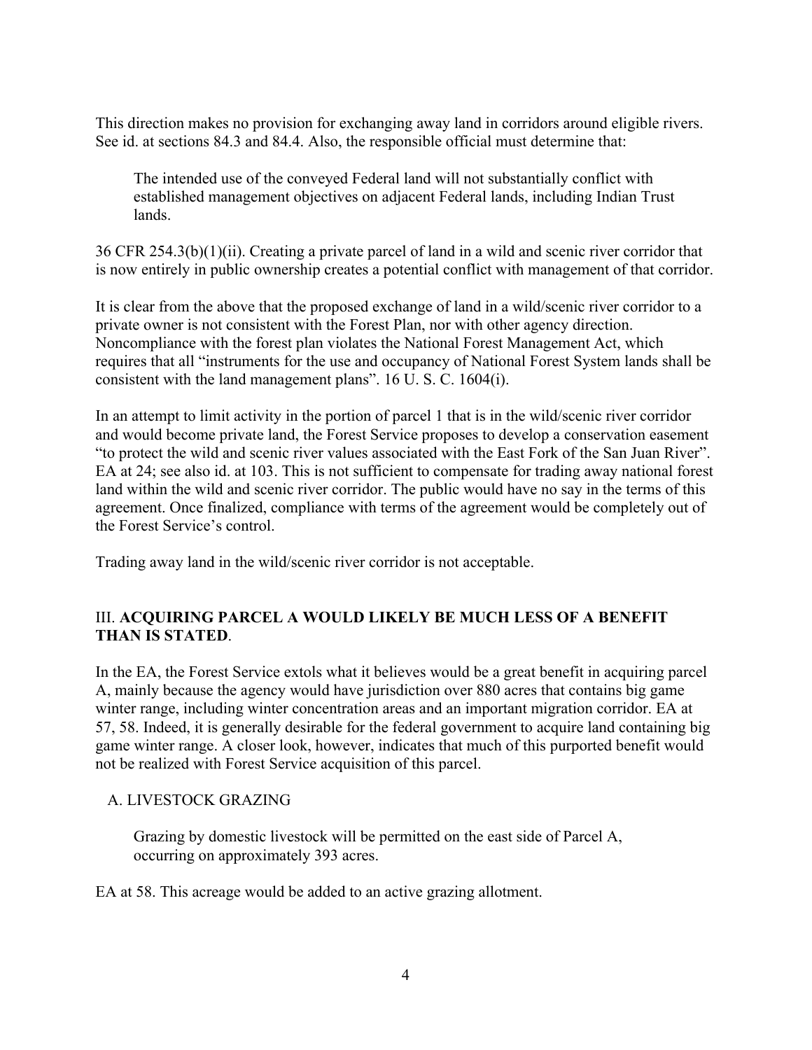This direction makes no provision for exchanging away land in corridors around eligible rivers. See id. at sections 84.3 and 84.4. Also, the responsible official must determine that:

> The intended use of the conveyed Federal land will not substantially conflict with established management objectives on adjacent Federal lands, including Indian Trust lands.

36 CFR 254.3(b)(1)(ii). Creating a private parcel of land in a wild and scenic river corridor that is now entirely in public ownership creates a potential conflict with management of that corridor.

It is clear from the above that the proposed exchange of land in a wild/scenic river corridor to a private owner is not consistent with the Forest Plan, nor with other agency direction. Noncompliance with the forest plan violates the National Forest Management Act, which requires that all "instruments for the use and occupancy of National Forest System lands shall be consistent with the land management plans". 16 U. S. C. 1604(i).

In an attempt to limit activity in the portion of parcel 1 that is in the wild/scenic river corridor and would become private land, the Forest Service proposes to develop a conservation easement "to protect the wild and scenic river values associated with the East Fork of the San Juan River". EA at 24; see also id. at 103. This is not sufficient to compensate for trading away national forest land within the wild and scenic river corridor. The public would have no say in the terms of this agreement. Once finalized, compliance with terms of the agreement would be completely out of the Forest Service's control.

Trading away land in the wild/scenic river corridor is not acceptable.

## III. **ACQUIRING PARCEL A WOULD LIKELY BE MUCH LESS OF A BENEFIT THAN IS STATED**.

In the EA, the Forest Service extols what it believes would be a great benefit in acquiring parcel A, mainly because the agency would have jurisdiction over 880 acres that contains big game winter range, including winter concentration areas and an important migration corridor. EA at 57, 58. Indeed, it is generally desirable for the federal government to acquire land containing big game winter range. A closer look, however, indicates that much of this purported benefit would not be realized with Forest Service acquisition of this parcel.

### A. LIVESTOCK GRAZING

> Grazing by domestic livestock will be permitted on the east side of Parcel A, occurring on approximately 393 acres.

EA at 58. This acreage would be added to an active grazing allotment.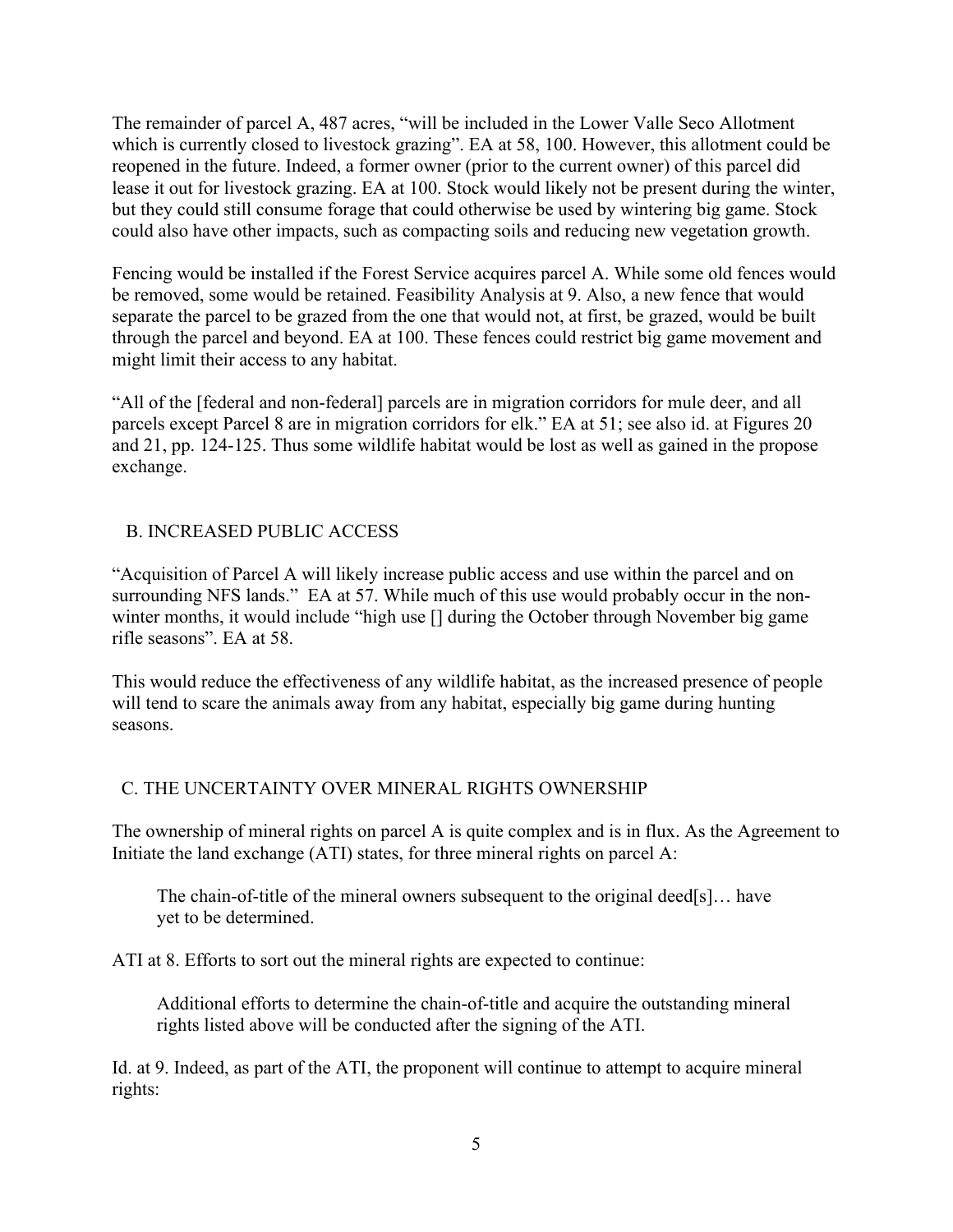The remainder of parcel A, 487 acres, "will be included in the Lower Valle Seco Allotment which is currently closed to livestock grazing". EA at 58, 100. However, this allotment could be reopened in the future. Indeed, a former owner (prior to the current owner) of this parcel did lease it out for livestock grazing. EA at 100. Stock would likely not be present during the winter, but they could still consume forage that could otherwise be used by wintering big game. Stock could also have other impacts, such as compacting soils and reducing new vegetation growth.

Fencing would be installed if the Forest Service acquires parcel A. While some old fences would be removed, some would be retained. Feasibility Analysis at 9. Also, a new fence that would separate the parcel to be grazed from the one that would not, at first, be grazed, would be built through the parcel and beyond. EA at 100. These fences could restrict big game movement and might limit their access to any habitat.

"All of the [federal and non-federal] parcels are in migration corridors for mule deer, and all parcels except Parcel 8 are in migration corridors for elk." EA at 51; see also id. at Figures 20 and 21, pp. 124-125. Thus some wildlife habitat would be lost as well as gained in the propose exchange.

## B. INCREASED PUBLIC ACCESS

"Acquisition of Parcel A will likely increase public access and use within the parcel and on surrounding NFS lands." EA at 57. While much of this use would probably occur in the non-winter months, it would include "high use [] during the October through November big game rifle seasons". EA at 58.

This would reduce the effectiveness of any wildlife habitat, as the increased presence of people will tend to scare the animals away from any habitat, especially big game during hunting seasons.

## C. THE UNCERTAINTY OVER MINERAL RIGHTS OWNERSHIP

The ownership of mineral rights on parcel A is quite complex and is in flux. As the Agreement to Initiate the land exchange (ATI) states, for three mineral rights on parcel A:

> The chain-of-title of the mineral owners subsequent to the original deed[s]… have yet to be determined.

ATI at 8. Efforts to sort out the mineral rights are expected to continue:

> Additional efforts to determine the chain-of-title and acquire the outstanding mineral rights listed above will be conducted after the signing of the ATI.

Id. at 9. Indeed, as part of the ATI, the proponent will continue to attempt to acquire mineral rights: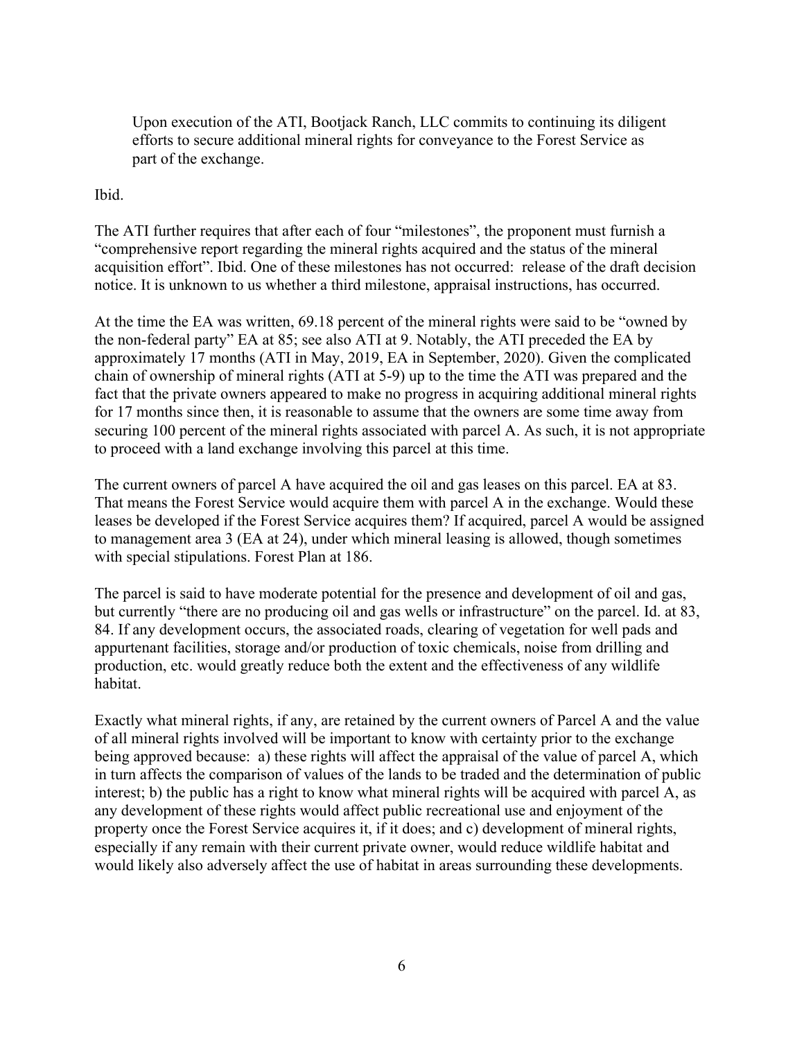> Upon execution of the ATI, Bootjack Ranch, LLC commits to continuing its diligent efforts to secure additional mineral rights for conveyance to the Forest Service as part of the exchange.

Ibid.

The ATI further requires that after each of four "milestones", the proponent must furnish a "comprehensive report regarding the mineral rights acquired and the status of the mineral acquisition effort". Ibid. One of these milestones has not occurred: release of the draft decision notice. It is unknown to us whether a third milestone, appraisal instructions, has occurred.

At the time the EA was written, 69.18 percent of the mineral rights were said to be "owned by the non-federal party" EA at 85; see also ATI at 9. Notably, the ATI preceded the EA by approximately 17 months (ATI in May, 2019, EA in September, 2020). Given the complicated chain of ownership of mineral rights (ATI at 5-9) up to the time the ATI was prepared and the fact that the private owners appeared to make no progress in acquiring additional mineral rights for 17 months since then, it is reasonable to assume that the owners are some time away from securing 100 percent of the mineral rights associated with parcel A. As such, it is not appropriate to proceed with a land exchange involving this parcel at this time.

The current owners of parcel A have acquired the oil and gas leases on this parcel. EA at 83. That means the Forest Service would acquire them with parcel A in the exchange. Would these leases be developed if the Forest Service acquires them? If acquired, parcel A would be assigned to management area 3 (EA at 24), under which mineral leasing is allowed, though sometimes with special stipulations. Forest Plan at 186.

The parcel is said to have moderate potential for the presence and development of oil and gas, but currently "there are no producing oil and gas wells or infrastructure" on the parcel. Id. at 83, 84. If any development occurs, the associated roads, clearing of vegetation for well pads and appurtenant facilities, storage and/or production of toxic chemicals, noise from drilling and production, etc. would greatly reduce both the extent and the effectiveness of any wildlife habitat.

Exactly what mineral rights, if any, are retained by the current owners of Parcel A and the value of all mineral rights involved will be important to know with certainty prior to the exchange being approved because: a) these rights will affect the appraisal of the value of parcel A, which in turn affects the comparison of values of the lands to be traded and the determination of public interest; b) the public has a right to know what mineral rights will be acquired with parcel A, as any development of these rights would affect public recreational use and enjoyment of the property once the Forest Service acquires it, if it does; and c) development of mineral rights, especially if any remain with their current private owner, would reduce wildlife habitat and would likely also adversely affect the use of habitat in areas surrounding these developments.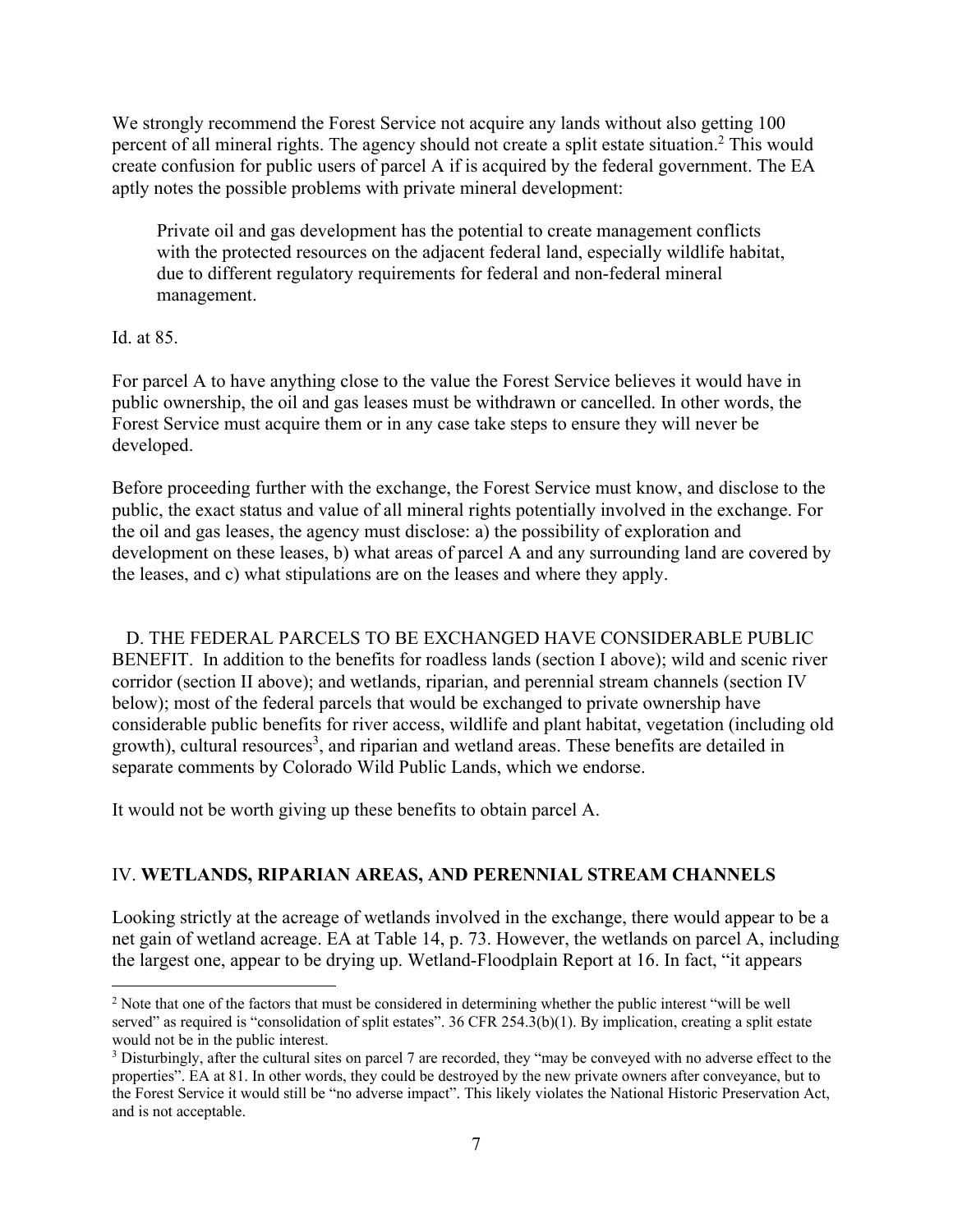We strongly recommend the Forest Service not acquire any lands without also getting 100 percent of all mineral rights. The agency should not create a split estate situation.[2] This would create confusion for public users of parcel A if is acquired by the federal government. The EA aptly notes the possible problems with private mineral development:

> Private oil and gas development has the potential to create management conflicts with the protected resources on the adjacent federal land, especially wildlife habitat, due to different regulatory requirements for federal and non-federal mineral management.

Id. at 85.

For parcel A to have anything close to the value the Forest Service believes it would have in public ownership, the oil and gas leases must be withdrawn or cancelled. In other words, the Forest Service must acquire them or in any case take steps to ensure they will never be developed.

Before proceeding further with the exchange, the Forest Service must know, and disclose to the public, the exact status and value of all mineral rights potentially involved in the exchange. For the oil and gas leases, the agency must disclose: a) the possibility of exploration and development on these leases, b) what areas of parcel A and any surrounding land are covered by the leases, and c) what stipulations are on the leases and where they apply.

D. THE FEDERAL PARCELS TO BE EXCHANGED HAVE CONSIDERABLE PUBLIC BENEFIT. In addition to the benefits for roadless lands (section I above); wild and scenic river corridor (section II above); and wetlands, riparian, and perennial stream channels (section IV below); most of the federal parcels that would be exchanged to private ownership have considerable public benefits for river access, wildlife and plant habitat, vegetation (including old growth), cultural resources[3], and riparian and wetland areas. These benefits are detailed in separate comments by Colorado Wild Public Lands, which we endorse.

It would not be worth giving up these benefits to obtain parcel A.

## IV. **WETLANDS, RIPARIAN AREAS, AND PERENNIAL STREAM CHANNELS**

Looking strictly at the acreage of wetlands involved in the exchange, there would appear to be a net gain of wetland acreage. EA at Table 14, p. 73. However, the wetlands on parcel A, including the largest one, appear to be drying up. Wetland-Floodplain Report at 16. In fact, "it appears

---

[2] Note that one of the factors that must be considered in determining whether the public interest "will be well served" as required is "consolidation of split estates". 36 CFR 254.3(b)(1). By implication, creating a split estate would not be in the public interest.

[3] Disturbingly, after the cultural sites on parcel 7 are recorded, they "may be conveyed with no adverse effect to the properties". EA at 81. In other words, they could be destroyed by the new private owners after conveyance, but to the Forest Service it would still be "no adverse impact". This likely violates the National Historic Preservation Act, and is not acceptable.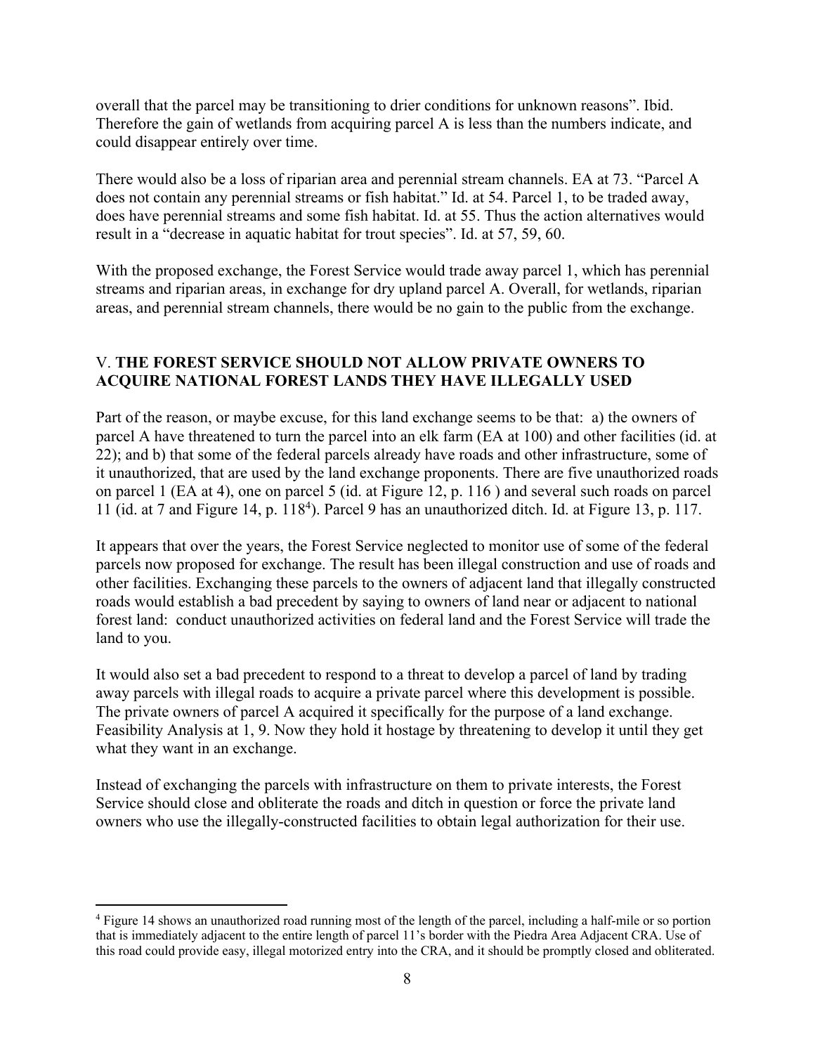overall that the parcel may be transitioning to drier conditions for unknown reasons". Ibid. Therefore the gain of wetlands from acquiring parcel A is less than the numbers indicate, and could disappear entirely over time.

There would also be a loss of riparian area and perennial stream channels. EA at 73. "Parcel A does not contain any perennial streams or fish habitat." Id. at 54. Parcel 1, to be traded away, does have perennial streams and some fish habitat. Id. at 55. Thus the action alternatives would result in a "decrease in aquatic habitat for trout species". Id. at 57, 59, 60.

With the proposed exchange, the Forest Service would trade away parcel 1, which has perennial streams and riparian areas, in exchange for dry upland parcel A. Overall, for wetlands, riparian areas, and perennial stream channels, there would be no gain to the public from the exchange.

## V. THE FOREST SERVICE SHOULD NOT ALLOW PRIVATE OWNERS TO ACQUIRE NATIONAL FOREST LANDS THEY HAVE ILLEGALLY USED

Part of the reason, or maybe excuse, for this land exchange seems to be that: a) the owners of parcel A have threatened to turn the parcel into an elk farm (EA at 100) and other facilities (id. at 22); and b) that some of the federal parcels already have roads and other infrastructure, some of it unauthorized, that are used by the land exchange proponents. There are five unauthorized roads on parcel 1 (EA at 4), one on parcel 5 (id. at Figure 12, p. 116 ) and several such roads on parcel 11 (id. at 7 and Figure 14, p. 118[4]). Parcel 9 has an unauthorized ditch. Id. at Figure 13, p. 117.

It appears that over the years, the Forest Service neglected to monitor use of some of the federal parcels now proposed for exchange. The result has been illegal construction and use of roads and other facilities. Exchanging these parcels to the owners of adjacent land that illegally constructed roads would establish a bad precedent by saying to owners of land near or adjacent to national forest land: conduct unauthorized activities on federal land and the Forest Service will trade the land to you.

It would also set a bad precedent to respond to a threat to develop a parcel of land by trading away parcels with illegal roads to acquire a private parcel where this development is possible. The private owners of parcel A acquired it specifically for the purpose of a land exchange. Feasibility Analysis at 1, 9. Now they hold it hostage by threatening to develop it until they get what they want in an exchange.

Instead of exchanging the parcels with infrastructure on them to private interests, the Forest Service should close and obliterate the roads and ditch in question or force the private land owners who use the illegally-constructed facilities to obtain legal authorization for their use.

---

[4] Figure 14 shows an unauthorized road running most of the length of the parcel, including a half-mile or so portion that is immediately adjacent to the entire length of parcel 11's border with the Piedra Area Adjacent CRA. Use of this road could provide easy, illegal motorized entry into the CRA, and it should be promptly closed and obliterated.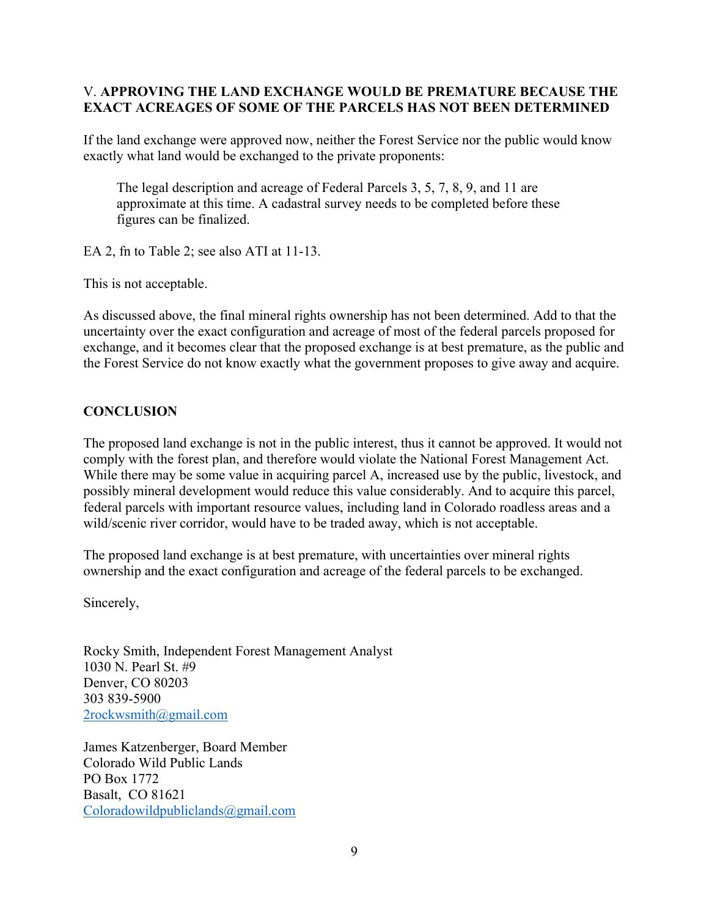## V. **APPROVING THE LAND EXCHANGE WOULD BE PREMATURE BECAUSE THE EXACT ACREAGES OF SOME OF THE PARCELS HAS NOT BEEN DETERMINED**

If the land exchange were approved now, neither the Forest Service nor the public would know exactly what land would be exchanged to the private proponents:

> The legal description and acreage of Federal Parcels 3, 5, 7, 8, 9, and 11 are approximate at this time. A cadastral survey needs to be completed before these figures can be finalized.

EA 2, fn to Table 2; see also ATI at 11-13.

This is not acceptable.

As discussed above, the final mineral rights ownership has not been determined. Add to that the uncertainty over the exact configuration and acreage of most of the federal parcels proposed for exchange, and it becomes clear that the proposed exchange is at best premature, as the public and the Forest Service do not know exactly what the government proposes to give away and acquire.

## **CONCLUSION**

The proposed land exchange is not in the public interest, thus it cannot be approved. It would not comply with the forest plan, and therefore would violate the National Forest Management Act. While there may be some value in acquiring parcel A, increased use by the public, livestock, and possibly mineral development would reduce this value considerably. And to acquire this parcel, federal parcels with important resource values, including land in Colorado roadless areas and a wild/scenic river corridor, would have to be traded away, which is not acceptable.

The proposed land exchange is at best premature, with uncertainties over mineral rights ownership and the exact configuration and acreage of the federal parcels to be exchanged.

Sincerely,

Rocky Smith, Independent Forest Management Analyst
1030 N. Pearl St. #9
Denver, CO 80203
303 839-5900
2rockwsmith@gmail.com

James Katzenberger, Board Member
Colorado Wild Public Lands
PO Box 1772
Basalt, CO 81621
Coloradowildpubliclands@gmail.com